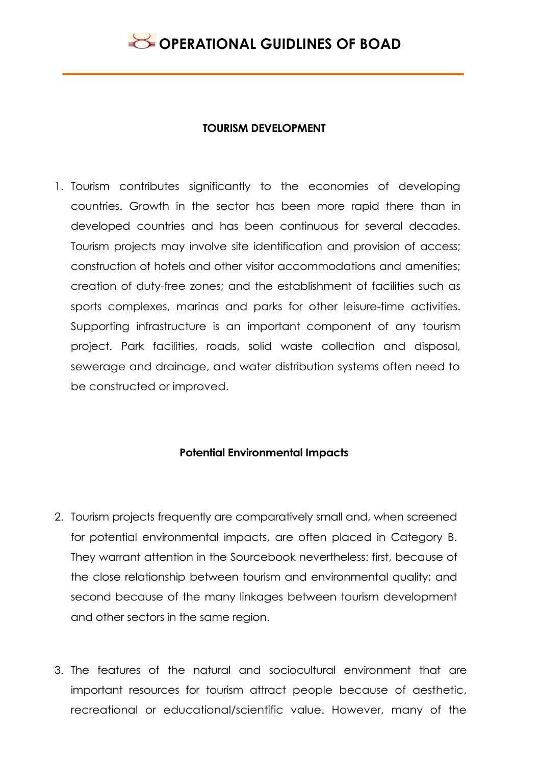# OPERATIONAL GUIDLINES OF BOAD

## TOURISM DEVELOPMENT

1. Tourism contributes significantly to the economies of developing countries. Growth in the sector has been more rapid there than in developed countries and has been continuous for several decades. Tourism projects may involve site identification and provision of access; construction of hotels and other visitor accommodations and amenities; creation of duty-free zones; and the establishment of facilities such as sports complexes, marinas and parks for other leisure-time activities. Supporting infrastructure is an important component of any tourism project. Park facilities, roads, solid waste collection and disposal, sewerage and drainage, and water distribution systems often need to be constructed or improved.

### Potential Environmental Impacts

2. Tourism projects frequently are comparatively small and, when screened for potential environmental impacts, are often placed in Category B. They warrant attention in the Sourcebook nevertheless: first, because of the close relationship between tourism and environmental quality; and second because of the many linkages between tourism development and other sectors in the same region.

3. The features of the natural and sociocultural environment that are important resources for tourism attract people because of aesthetic, recreational or educational/scientific value. However, many of the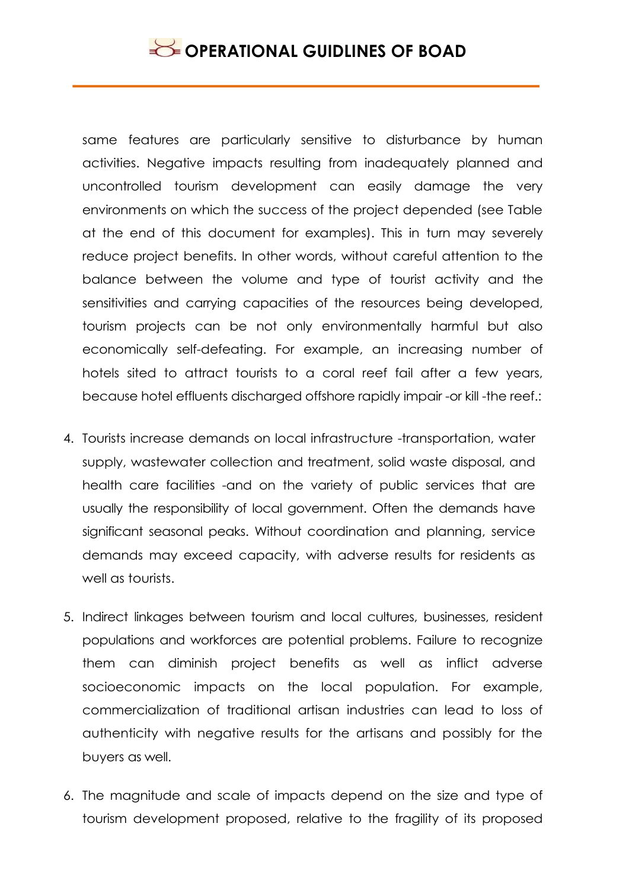same features are particularly sensitive to disturbance by human activities. Negative impacts resulting from inadequately planned and uncontrolled tourism development can easily damage the very environments on which the success of the project depended (see Table at the end of this document for examples). This in turn may severely reduce project benefits. In other words, without careful attention to the balance between the volume and type of tourist activity and the sensitivities and carrying capacities of the resources being developed, tourism projects can be not only environmentally harmful but also economically self-defeating. For example, an increasing number of hotels sited to attract tourists to a coral reef fail after a few years, because hotel effluents discharged offshore rapidly impair -or kill -the reef.:

4. Tourists increase demands on local infrastructure -transportation, water supply, wastewater collection and treatment, solid waste disposal, and health care facilities -and on the variety of public services that are usually the responsibility of local government. Often the demands have significant seasonal peaks. Without coordination and planning, service demands may exceed capacity, with adverse results for residents as well as tourists.

5. Indirect linkages between tourism and local cultures, businesses, resident populations and workforces are potential problems. Failure to recognize them can diminish project benefits as well as inflict adverse socioeconomic impacts on the local population. For example, commercialization of traditional artisan industries can lead to loss of authenticity with negative results for the artisans and possibly for the buyers as well.

6. The magnitude and scale of impacts depend on the size and type of tourism development proposed, relative to the fragility of its proposed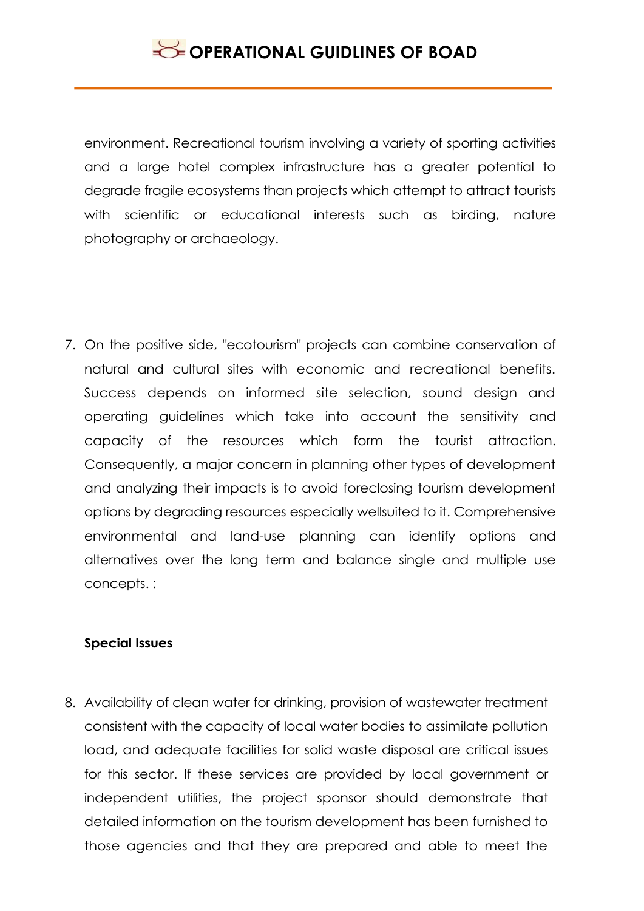environment. Recreational tourism involving a variety of sporting activities and a large hotel complex infrastructure has a greater potential to degrade fragile ecosystems than projects which attempt to attract tourists with scientific or educational interests such as birding, nature photography or archaeology.

7. On the positive side, "ecotourism" projects can combine conservation of natural and cultural sites with economic and recreational benefits. Success depends on informed site selection, sound design and operating guidelines which take into account the sensitivity and capacity of the resources which form the tourist attraction. Consequently, a major concern in planning other types of development and analyzing their impacts is to avoid foreclosing tourism development options by degrading resources especially wellsuited to it. Comprehensive environmental and land-use planning can identify options and alternatives over the long term and balance single and multiple use concepts. :

**Special Issues**

8. Availability of clean water for drinking, provision of wastewater treatment consistent with the capacity of local water bodies to assimilate pollution load, and adequate facilities for solid waste disposal are critical issues for this sector. If these services are provided by local government or independent utilities, the project sponsor should demonstrate that detailed information on the tourism development has been furnished to those agencies and that they are prepared and able to meet the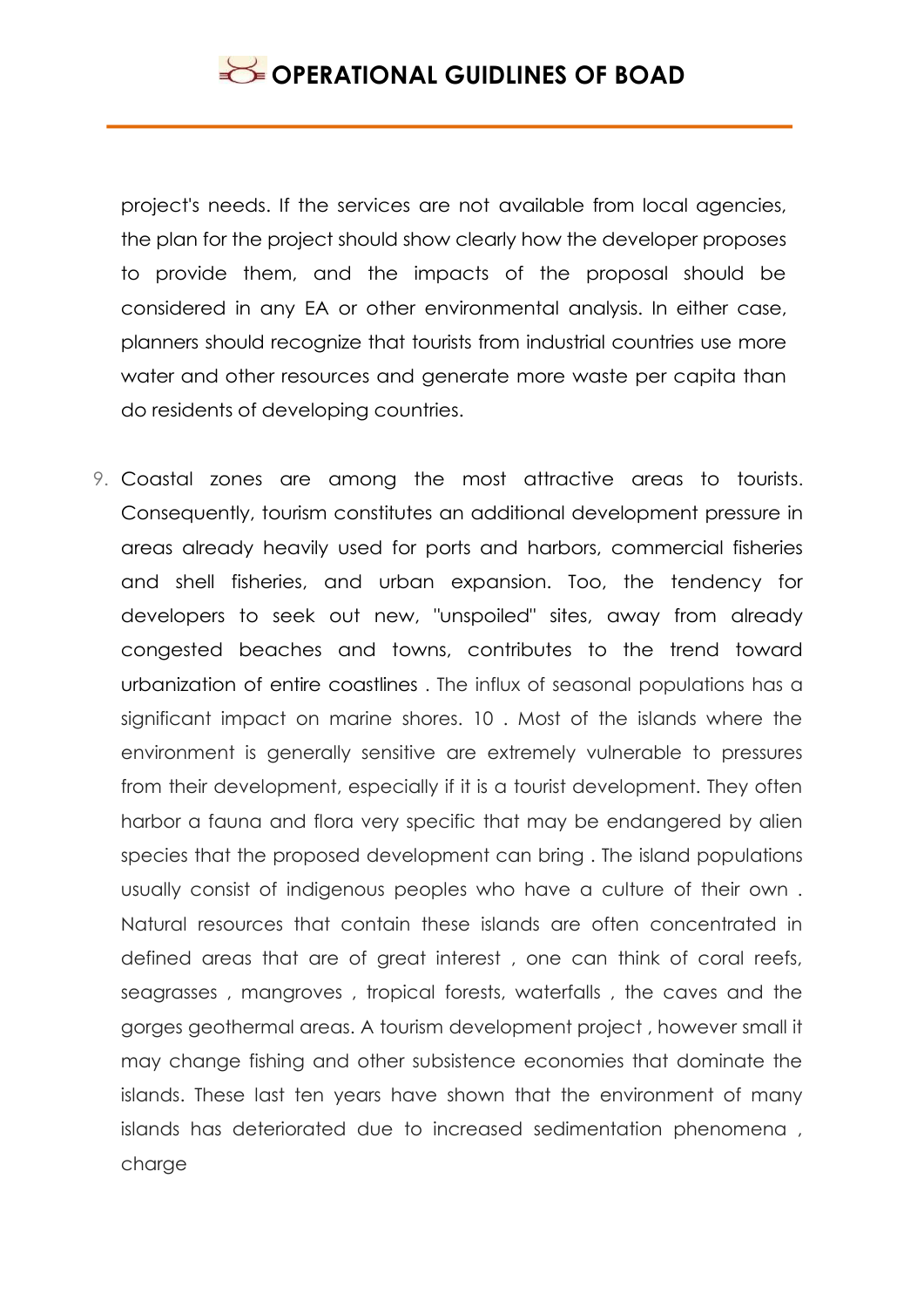project's needs. If the services are not available from local agencies, the plan for the project should show clearly how the developer proposes to provide them, and the impacts of the proposal should be considered in any EA or other environmental analysis. In either case, planners should recognize that tourists from industrial countries use more water and other resources and generate more waste per capita than do residents of developing countries.

9. Coastal zones are among the most attractive areas to tourists. Consequently, tourism constitutes an additional development pressure in areas already heavily used for ports and harbors, commercial fisheries and shell fisheries, and urban expansion. Too, the tendency for developers to seek out new, "unspoiled" sites, away from already congested beaches and towns, contributes to the trend toward urbanization of entire coastlines . The influx of seasonal populations has a significant impact on marine shores. 10 . Most of the islands where the environment is generally sensitive are extremely vulnerable to pressures from their development, especially if it is a tourist development. They often harbor a fauna and flora very specific that may be endangered by alien species that the proposed development can bring . The island populations usually consist of indigenous peoples who have a culture of their own . Natural resources that contain these islands are often concentrated in defined areas that are of great interest , one can think of coral reefs, seagrasses , mangroves , tropical forests, waterfalls , the caves and the gorges geothermal areas. A tourism development project , however small it may change fishing and other subsistence economies that dominate the islands. These last ten years have shown that the environment of many islands has deteriorated due to increased sedimentation phenomena , charge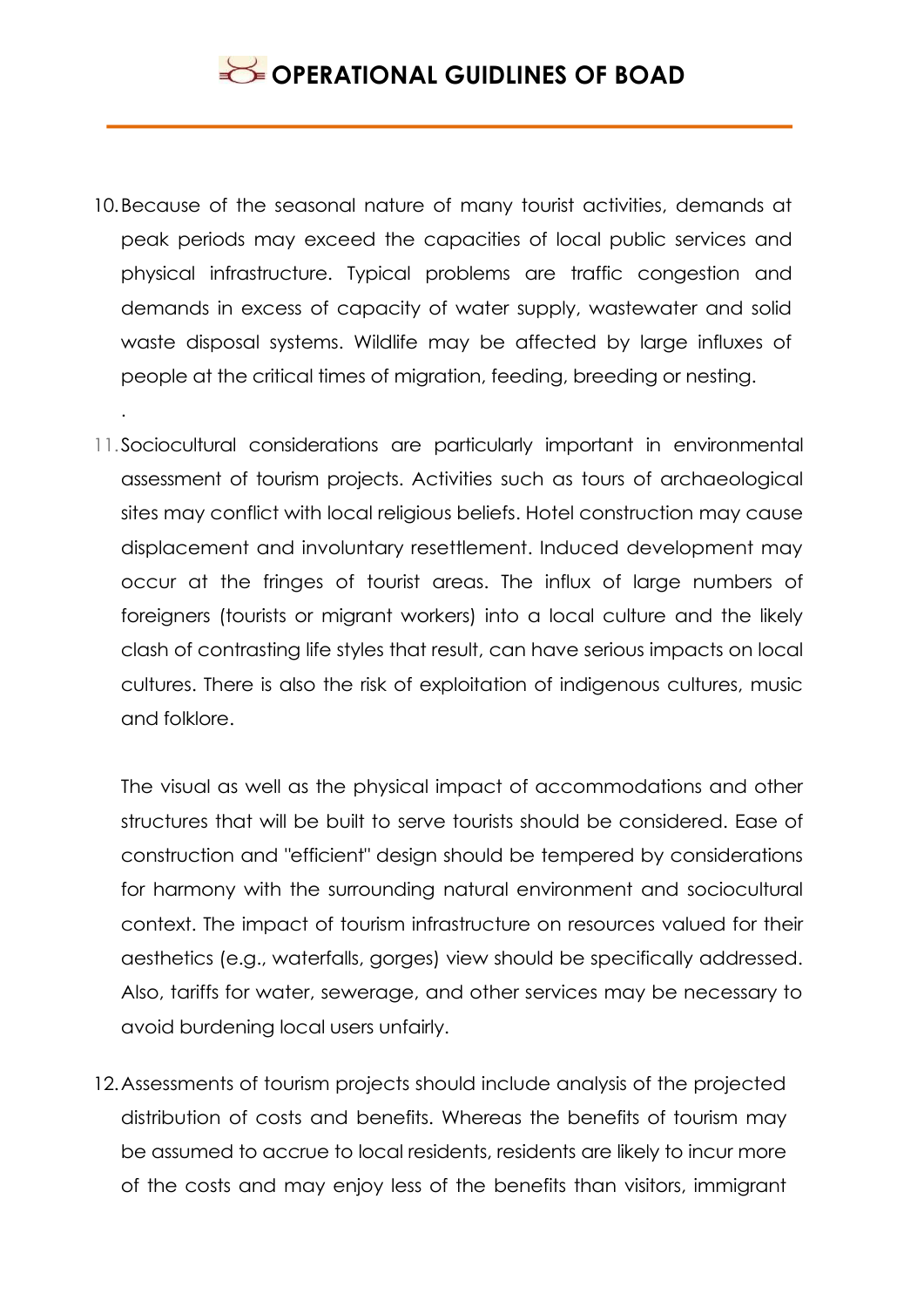10. Because of the seasonal nature of many tourist activities, demands at peak periods may exceed the capacities of local public services and physical infrastructure. Typical problems are traffic congestion and demands in excess of capacity of water supply, wastewater and solid waste disposal systems. Wildlife may be affected by large influxes of people at the critical times of migration, feeding, breeding or nesting.

11. Sociocultural considerations are particularly important in environmental assessment of tourism projects. Activities such as tours of archaeological sites may conflict with local religious beliefs. Hotel construction may cause displacement and involuntary resettlement. Induced development may occur at the fringes of tourist areas. The influx of large numbers of foreigners (tourists or migrant workers) into a local culture and the likely clash of contrasting life styles that result, can have serious impacts on local cultures. There is also the risk of exploitation of indigenous cultures, music and folklore.

    The visual as well as the physical impact of accommodations and other structures that will be built to serve tourists should be considered. Ease of construction and "efficient" design should be tempered by considerations for harmony with the surrounding natural environment and sociocultural context. The impact of tourism infrastructure on resources valued for their aesthetics (e.g., waterfalls, gorges) view should be specifically addressed. Also, tariffs for water, sewerage, and other services may be necessary to avoid burdening local users unfairly.

12. Assessments of tourism projects should include analysis of the projected distribution of costs and benefits. Whereas the benefits of tourism may be assumed to accrue to local residents, residents are likely to incur more of the costs and may enjoy less of the benefits than visitors, immigrant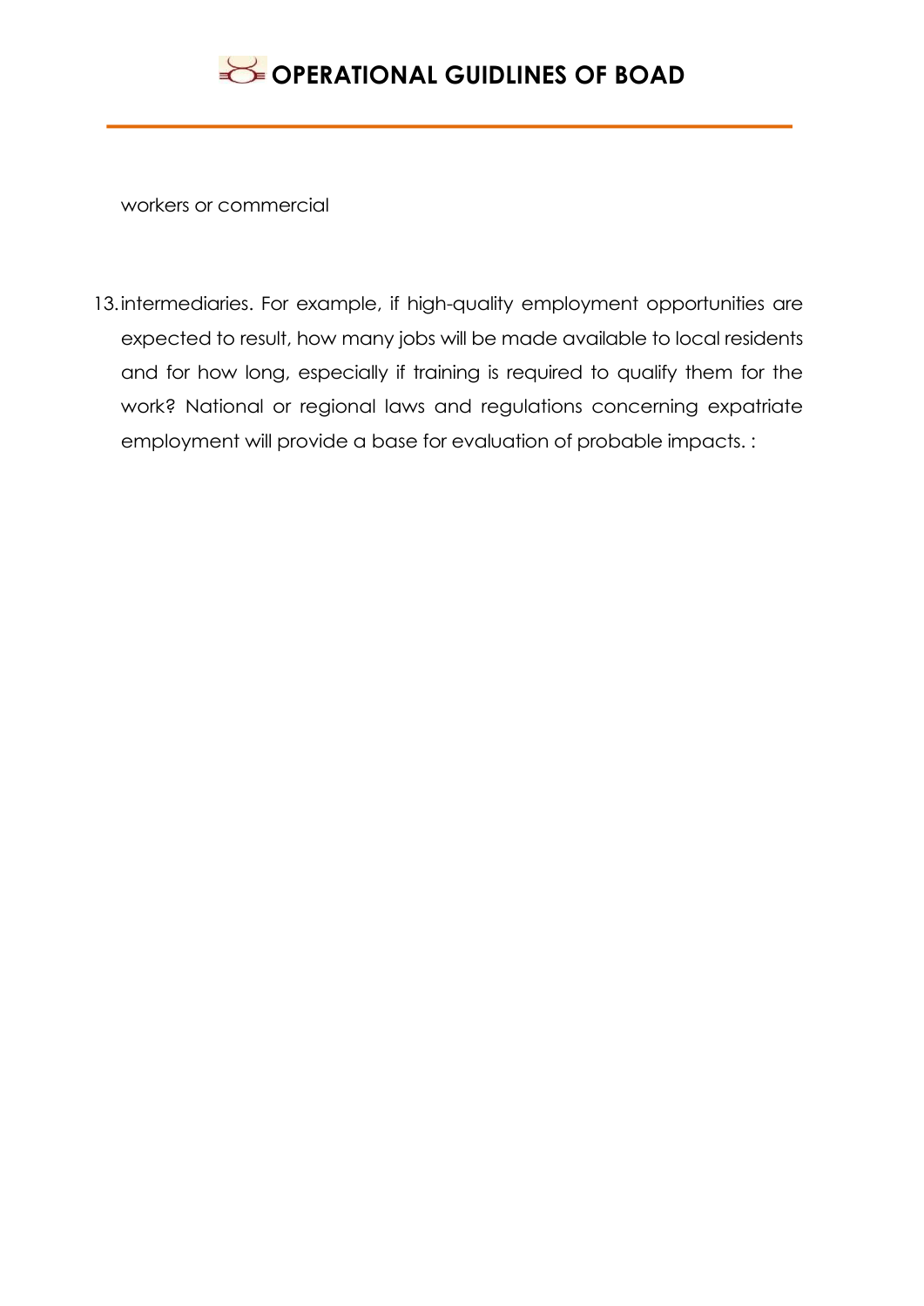workers or commercial

13. intermediaries. For example, if high-quality employment opportunities are expected to result, how many jobs will be made available to local residents and for how long, especially if training is required to qualify them for the work? National or regional laws and regulations concerning expatriate employment will provide a base for evaluation of probable impacts. :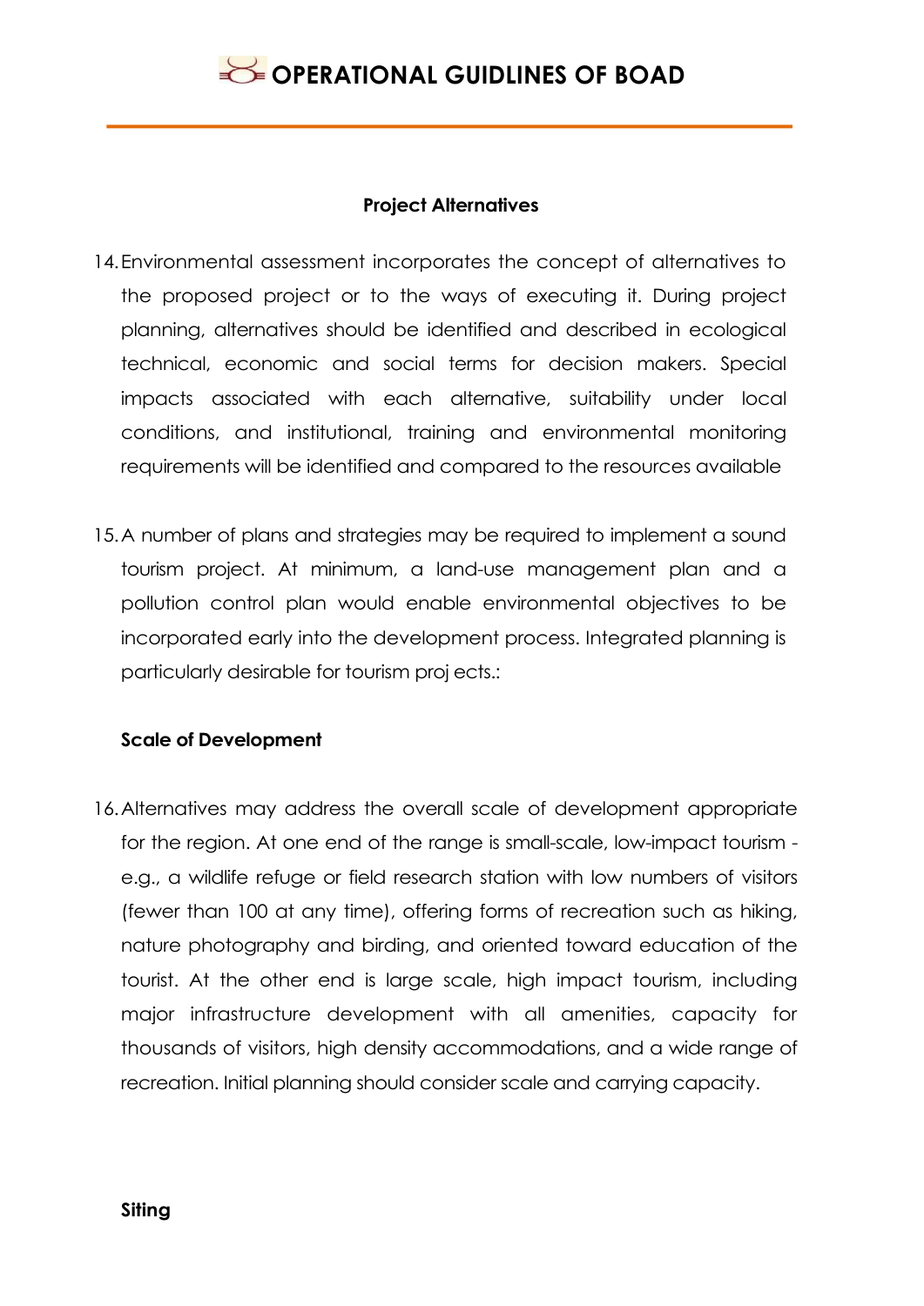**Project Alternatives**

14. Environmental assessment incorporates the concept of alternatives to the proposed project or to the ways of executing it. During project planning, alternatives should be identified and described in ecological technical, economic and social terms for decision makers. Special impacts associated with each alternative, suitability under local conditions, and institutional, training and environmental monitoring requirements will be identified and compared to the resources available

15. A number of plans and strategies may be required to implement a sound tourism project. At minimum, a land-use management plan and a pollution control plan would enable environmental objectives to be incorporated early into the development process. Integrated planning is particularly desirable for tourism proj ects.:

**Scale of Development**

16. Alternatives may address the overall scale of development appropriate for the region. At one end of the range is small-scale, low-impact tourism - e.g., a wildlife refuge or field research station with low numbers of visitors (fewer than 100 at any time), offering forms of recreation such as hiking, nature photography and birding, and oriented toward education of the tourist. At the other end is large scale, high impact tourism, including major infrastructure development with all amenities, capacity for thousands of visitors, high density accommodations, and a wide range of recreation. Initial planning should consider scale and carrying capacity.

**Siting**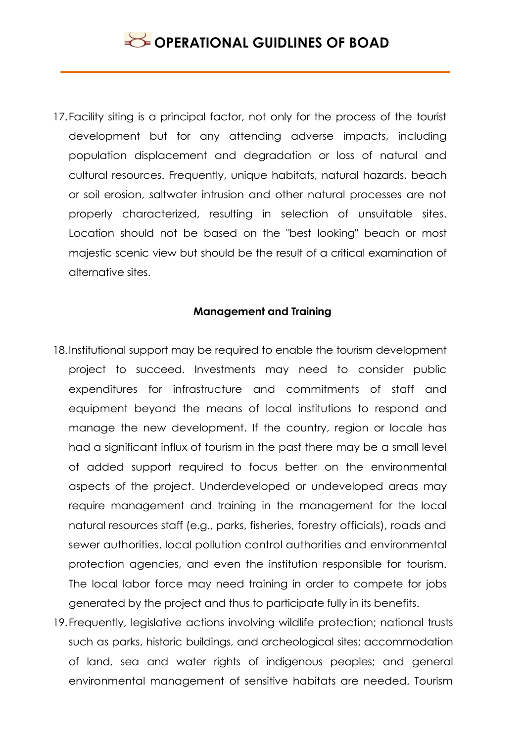17. Facility siting is a principal factor, not only for the process of the tourist development but for any attending adverse impacts, including population displacement and degradation or loss of natural and cultural resources. Frequently, unique habitats, natural hazards, beach or soil erosion, saltwater intrusion and other natural processes are not properly characterized, resulting in selection of unsuitable sites. Location should not be based on the "best looking" beach or most majestic scenic view but should be the result of a critical examination of alternative sites.

**Management and Training**

18. Institutional support may be required to enable the tourism development project to succeed. Investments may need to consider public expenditures for infrastructure and commitments of staff and equipment beyond the means of local institutions to respond and manage the new development. If the country, region or locale has had a significant influx of tourism in the past there may be a small level of added support required to focus better on the environmental aspects of the project. Underdeveloped or undeveloped areas may require management and training in the management for the local natural resources staff (e.g., parks, fisheries, forestry officials), roads and sewer authorities, local pollution control authorities and environmental protection agencies, and even the institution responsible for tourism. The local labor force may need training in order to compete for jobs generated by the project and thus to participate fully in its benefits.
19. Frequently, legislative actions involving wildlife protection; national trusts such as parks, historic buildings, and archeological sites; accommodation of land, sea and water rights of indigenous peoples; and general environmental management of sensitive habitats are needed. Tourism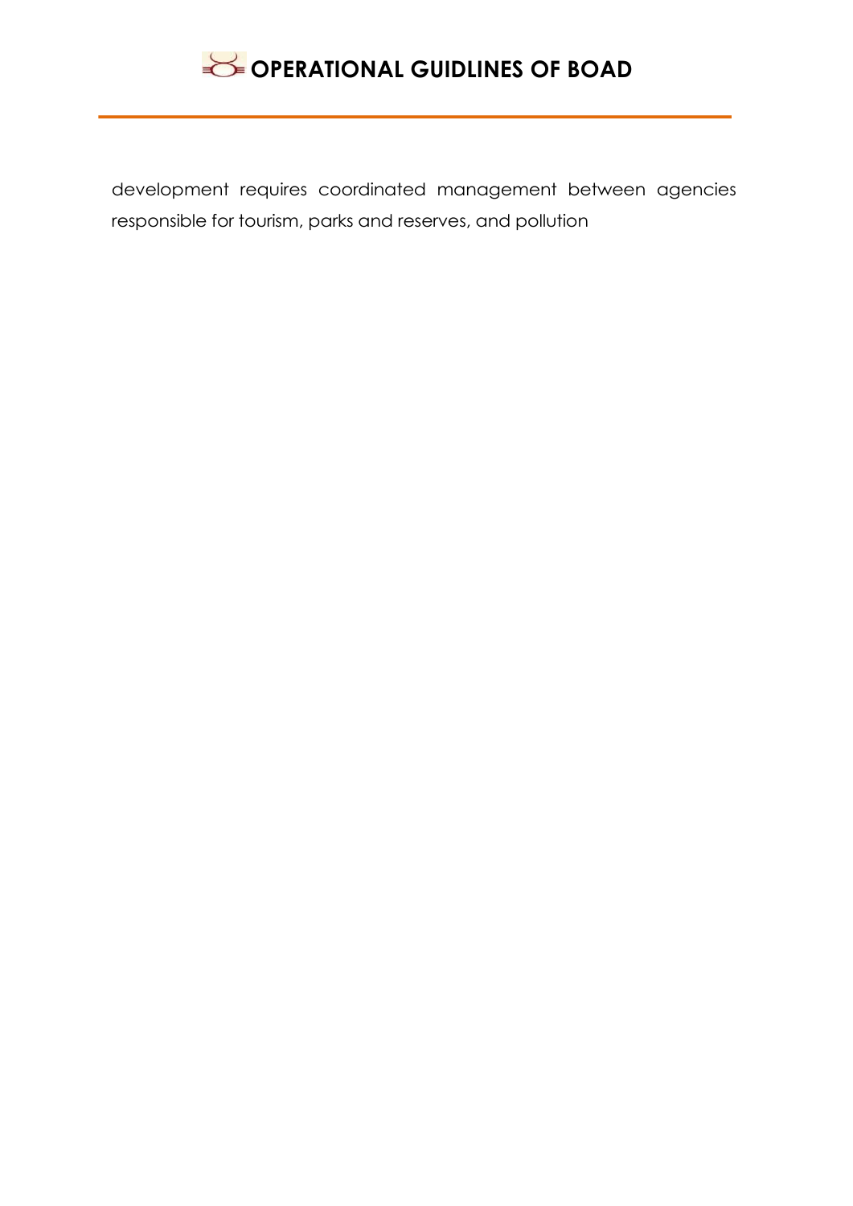development requires coordinated management between agencies responsible for tourism, parks and reserves, and pollution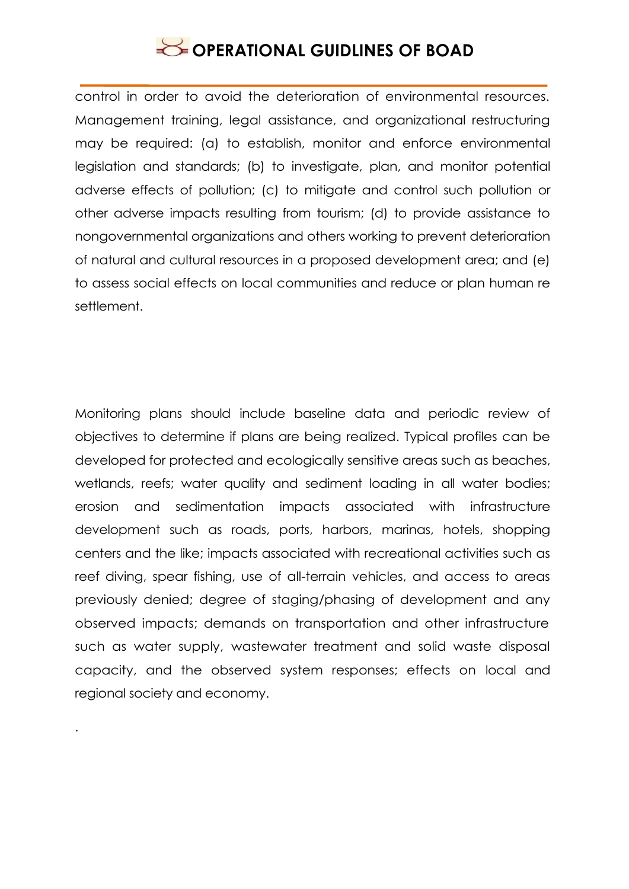control in order to avoid the deterioration of environmental resources. Management training, legal assistance, and organizational restructuring may be required: (a) to establish, monitor and enforce environmental legislation and standards; (b) to investigate, plan, and monitor potential adverse effects of pollution; (c) to mitigate and control such pollution or other adverse impacts resulting from tourism; (d) to provide assistance to nongovernmental organizations and others working to prevent deterioration of natural and cultural resources in a proposed development area; and (e) to assess social effects on local communities and reduce or plan human re settlement.

Monitoring plans should include baseline data and periodic review of objectives to determine if plans are being realized. Typical profiles can be developed for protected and ecologically sensitive areas such as beaches, wetlands, reefs; water quality and sediment loading in all water bodies; erosion and sedimentation impacts associated with infrastructure development such as roads, ports, harbors, marinas, hotels, shopping centers and the like; impacts associated with recreational activities such as reef diving, spear fishing, use of all-terrain vehicles, and access to areas previously denied; degree of staging/phasing of development and any observed impacts; demands on transportation and other infrastructure such as water supply, wastewater treatment and solid waste disposal capacity, and the observed system responses; effects on local and regional society and economy.

.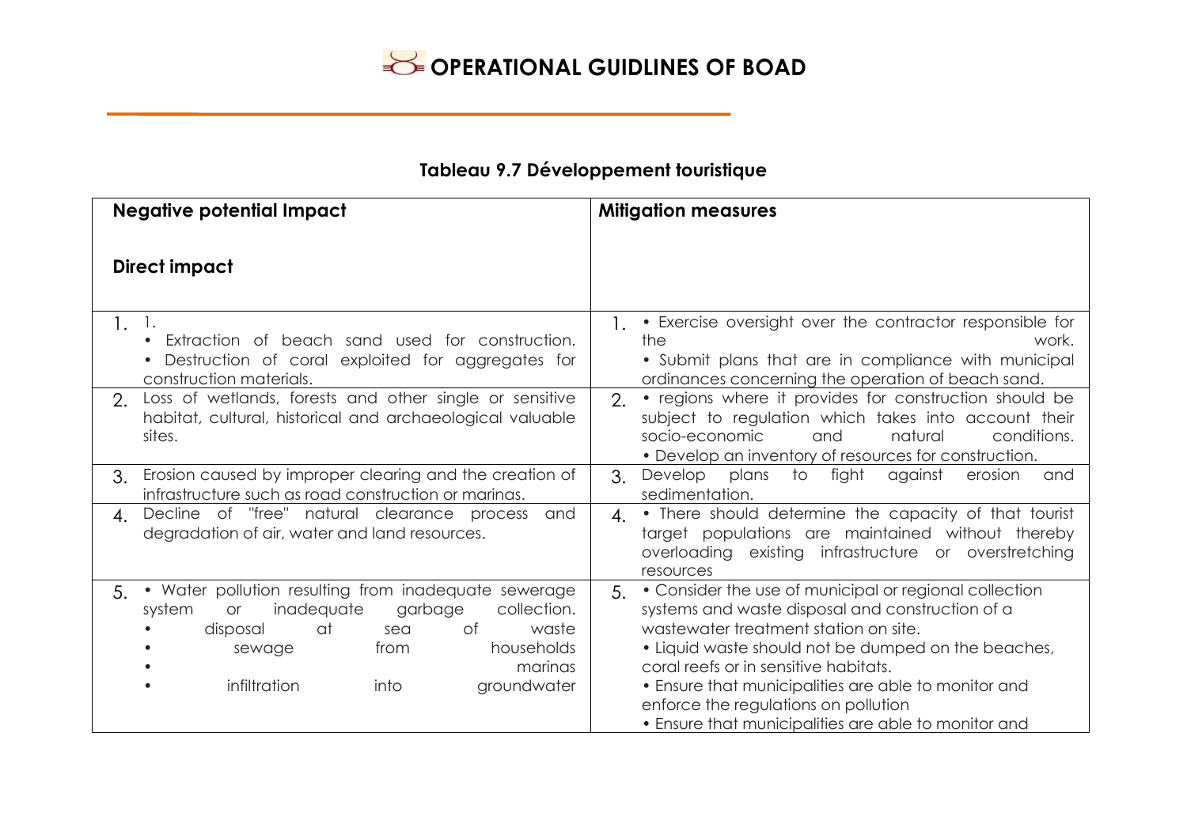## Tableau 9.7 Développement touristique

| Negative potential Impact<br><br>Direct impact | Mitigation measures |
|---|---|
| 1. 1.<br>• Extraction of beach sand used for construction.<br>• Destruction of coral exploited for aggregates for construction materials. | 1. • Exercise oversight over the contractor responsible for the work.<br>• Submit plans that are in compliance with municipal ordinances concerning the operation of beach sand. |
| 2. Loss of wetlands, forests and other single or sensitive habitat, cultural, historical and archaeological valuable sites. | 2. • regions where it provides for construction should be subject to regulation which takes into account their socio-economic and natural conditions.<br>• Develop an inventory of resources for construction. |
| 3. Erosion caused by improper clearing and the creation of infrastructure such as road construction or marinas. | 3. Develop plans to fight against erosion and sedimentation. |
| 4. Decline of "free" natural clearance process and degradation of air, water and land resources. | 4. • There should determine the capacity of that tourist target populations are maintained without thereby overloading existing infrastructure or overstretching resources |
| 5. • Water pollution resulting from inadequate sewerage system or inadequate garbage collection.<br>• disposal at sea of waste<br>• sewage from households<br>• marinas<br>• infiltration into groundwater | 5. • Consider the use of municipal or regional collection systems and waste disposal and construction of a wastewater treatment station on site.<br>• Liquid waste should not be dumped on the beaches, coral reefs or in sensitive habitats.<br>• Ensure that municipalities are able to monitor and enforce the regulations on pollution<br>• Ensure that municipalities are able to monitor and |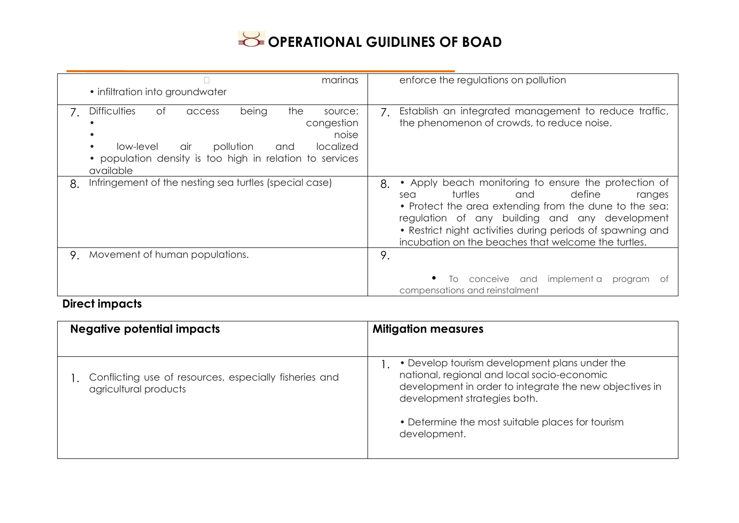| | |
|---|---|
| marinas<br>• infiltration into groundwater | enforce the regulations on pollution |
| 7. Difficulties of access being the source:<br>• congestion<br>• noise<br>• low-level air pollution and localized<br>• population density is too high in relation to services available | 7. Establish an integrated management to reduce traffic, the phenomenon of crowds, to reduce noise. |
| 8. Infringement of the nesting sea turtles (special case) | 8. • Apply beach monitoring to ensure the protection of sea turtles and define ranges<br>• Protect the area extending from the dune to the sea: regulation of any building and any development<br>• Restrict night activities during periods of spawning and incubation on the beaches that welcome the turtles. |
| 9. Movement of human populations. | 9.<br>• To conceive and implement a program of compensations and reinstalment |

**Direct impacts**

| Negative potential impacts | Mitigation measures |
|---|---|
| 1. Conflicting use of resources, especially fisheries and agricultural products | 1. • Develop tourism development plans under the national, regional and local socio-economic development in order to integrate the new objectives in development strategies both.<br>• Determine the most suitable places for tourism development. |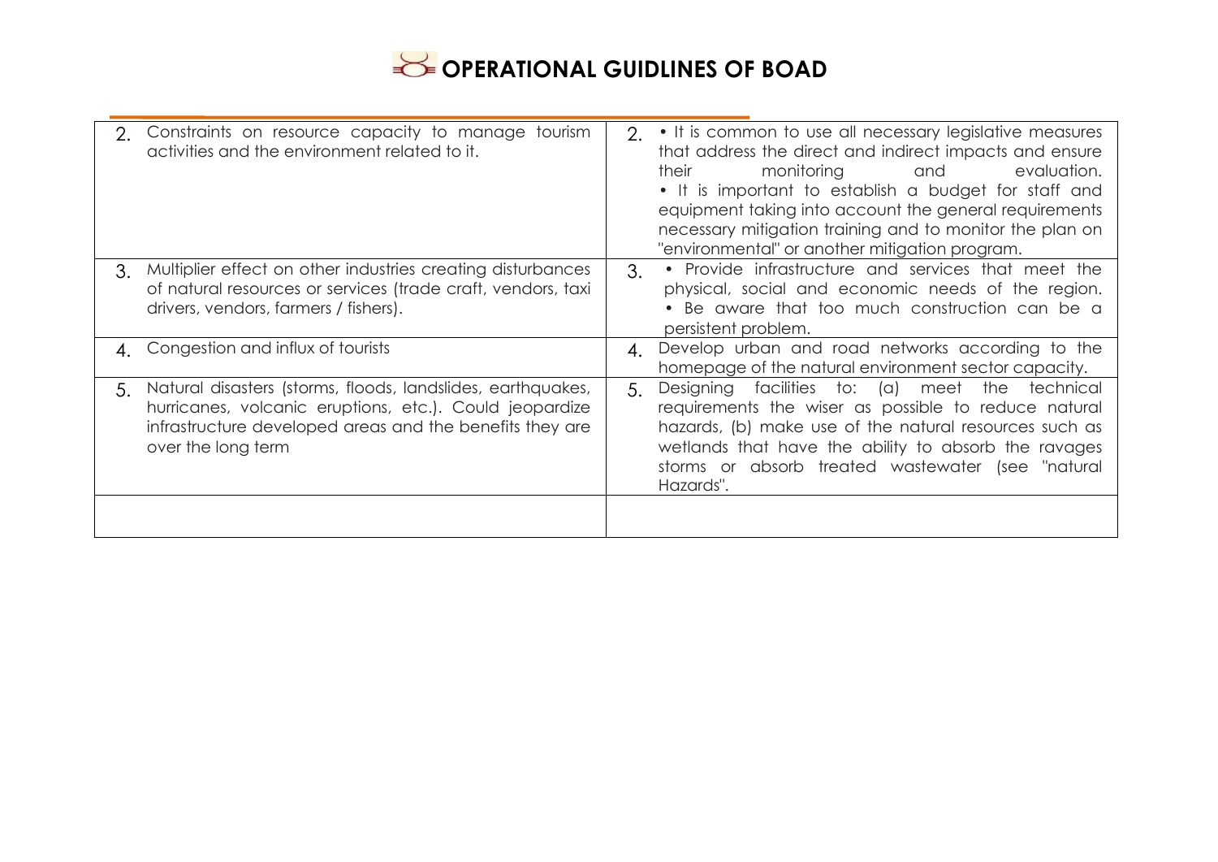# OPERATIONAL GUIDLINES OF BOAD

| | |
|---|---|
| 2. Constraints on resource capacity to manage tourism activities and the environment related to it. | 2. • It is common to use all necessary legislative measures that address the direct and indirect impacts and ensure their monitoring and evaluation. • It is important to establish a budget for staff and equipment taking into account the general requirements necessary mitigation training and to monitor the plan on "environmental" or another mitigation program. |
| 3. Multiplier effect on other industries creating disturbances of natural resources or services (trade craft, vendors, taxi drivers, vendors, farmers / fishers). | 3. • Provide infrastructure and services that meet the physical, social and economic needs of the region. • Be aware that too much construction can be a persistent problem. |
| 4. Congestion and influx of tourists | 4. Develop urban and road networks according to the homepage of the natural environment sector capacity. |
| 5. Natural disasters (storms, floods, landslides, earthquakes, hurricanes, volcanic eruptions, etc.). Could jeopardize infrastructure developed areas and the benefits they are over the long term | 5. Designing facilities to: (a) meet the technical requirements the wiser as possible to reduce natural hazards, (b) make use of the natural resources such as wetlands that have the ability to absorb the ravages storms or absorb treated wastewater (see "natural Hazards". |
| | |